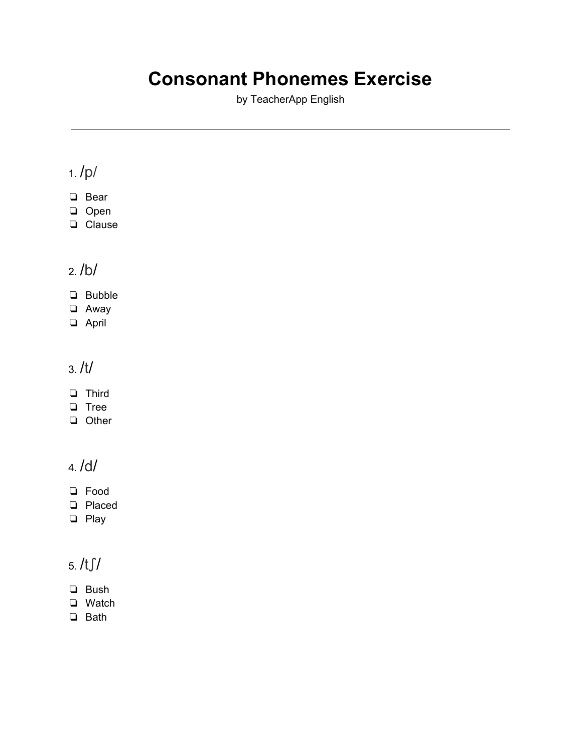# Consonant Phonemes Exercise

by TeacherApp English

---

1. /p/

- ❏ Bear
- ❏ Open
- ❏ Clause

2. /b/

- ❏ Bubble
- ❏ Away
- ❏ April

3. /t/

- ❏ Third
- ❏ Tree
- ❏ Other

4. /d/

- ❏ Food
- ❏ Placed
- ❏ Play

5. /tʃ/

- ❏ Bush
- ❏ Watch
- ❏ Bath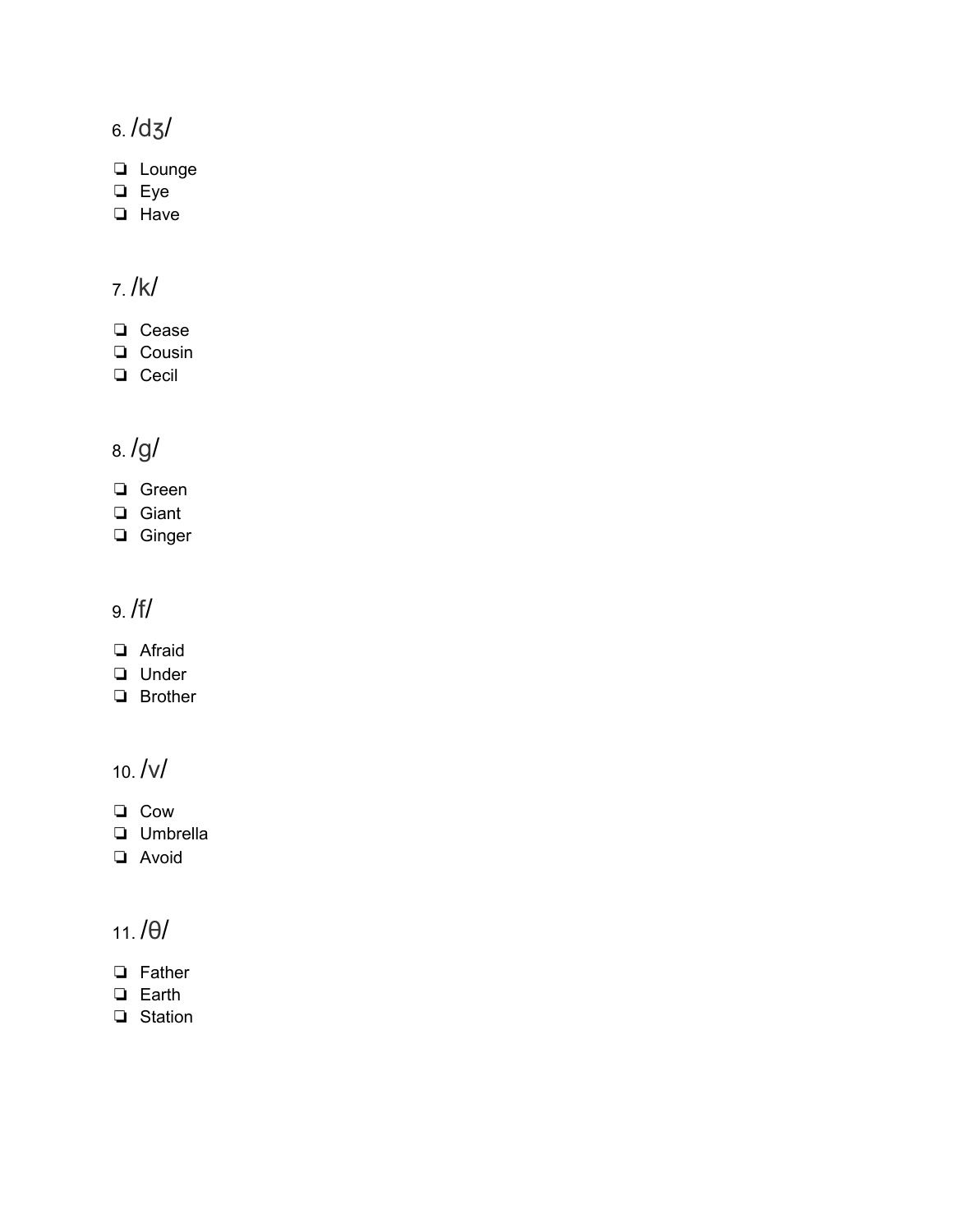6. /dʒ/

- ❏ Lounge
- ❏ Eye
- ❏ Have

7. /k/

- ❏ Cease
- ❏ Cousin
- ❏ Cecil

8. /g/

- ❏ Green
- ❏ Giant
- ❏ Ginger

9. /f/

- ❏ Afraid
- ❏ Under
- ❏ Brother

10. /v/

- ❏ Cow
- ❏ Umbrella
- ❏ Avoid

11. /θ/

- ❏ Father
- ❏ Earth
- ❏ Station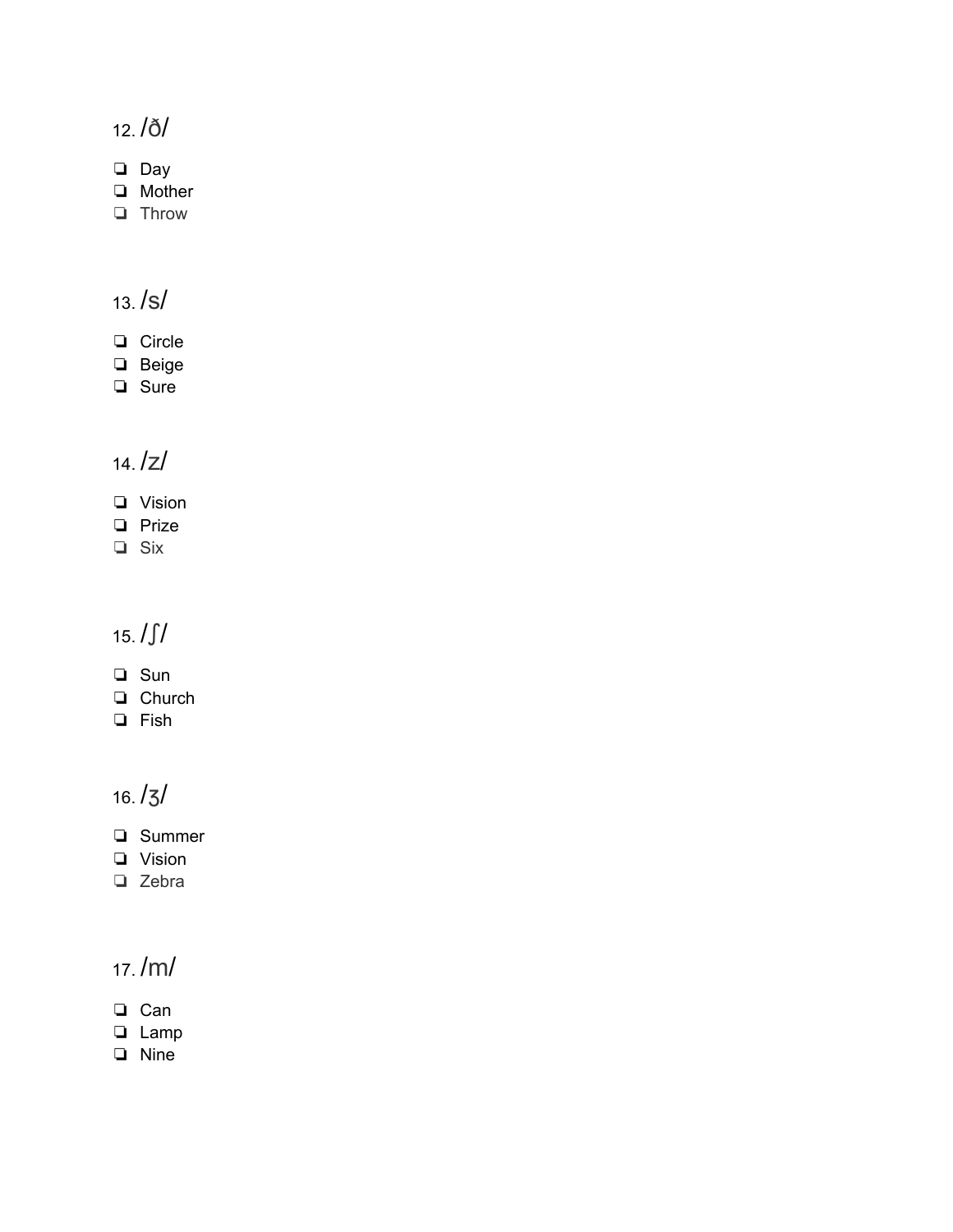12. /ð/

- ❏ Day
- ❏ Mother
- ❏ Throw

13. /s/

- ❏ Circle
- ❏ Beige
- ❏ Sure

14. /z/

- ❏ Vision
- ❏ Prize
- ❏ Six

15. /ʃ/

- ❏ Sun
- ❏ Church
- ❏ Fish

16. /ʒ/

- ❏ Summer
- ❏ Vision
- ❏ Zebra

17. /m/

- ❏ Can
- ❏ Lamp
- ❏ Nine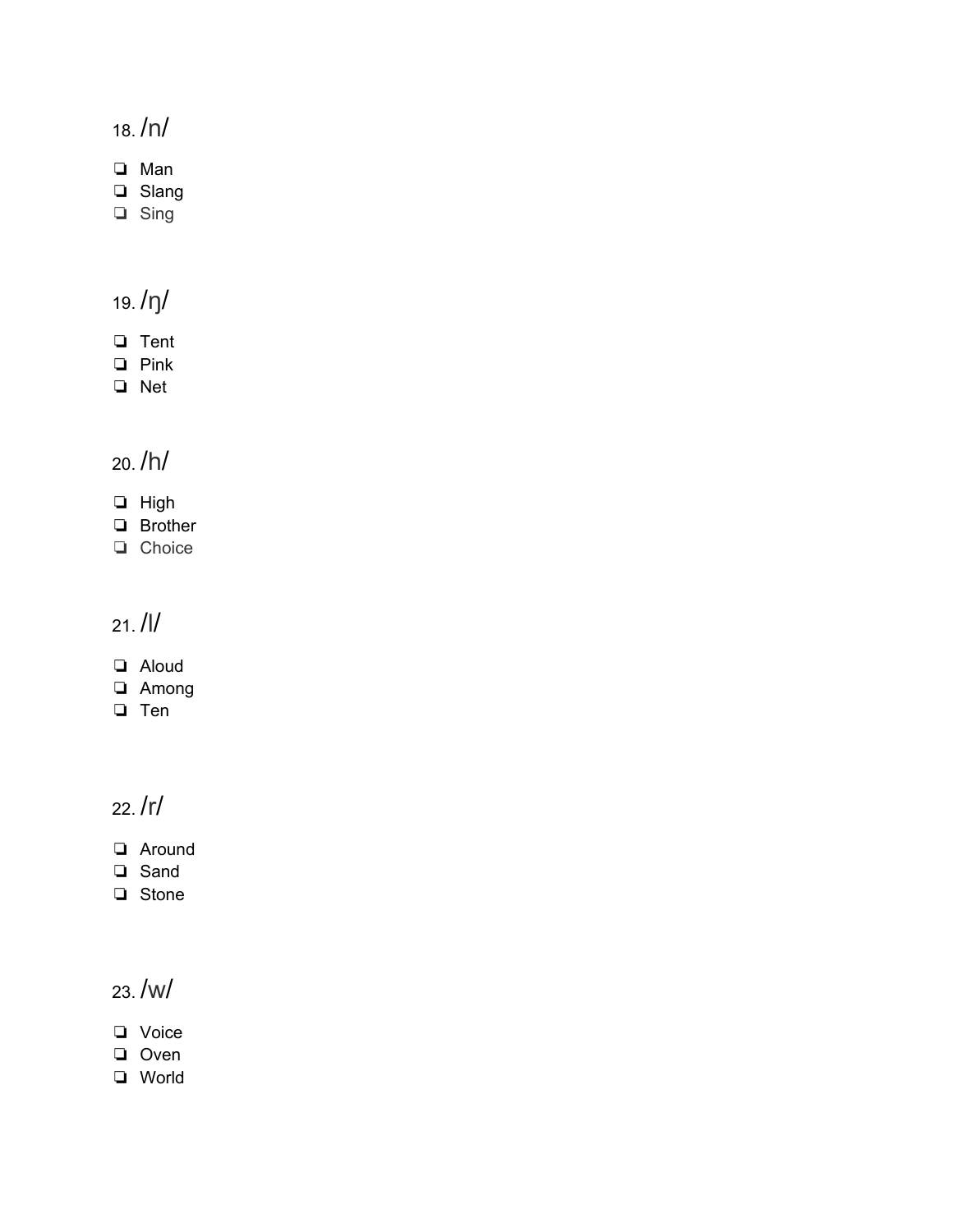18. /n/

- ❏ Man
- ❏ Slang
- ❏ Sing

19. /ŋ/

- ❏ Tent
- ❏ Pink
- ❏ Net

20. /h/

- ❏ High
- ❏ Brother
- ❏ Choice

21. /l/

- ❏ Aloud
- ❏ Among
- ❏ Ten

22. /r/

- ❏ Around
- ❏ Sand
- ❏ Stone

23. /w/

- ❏ Voice
- ❏ Oven
- ❏ World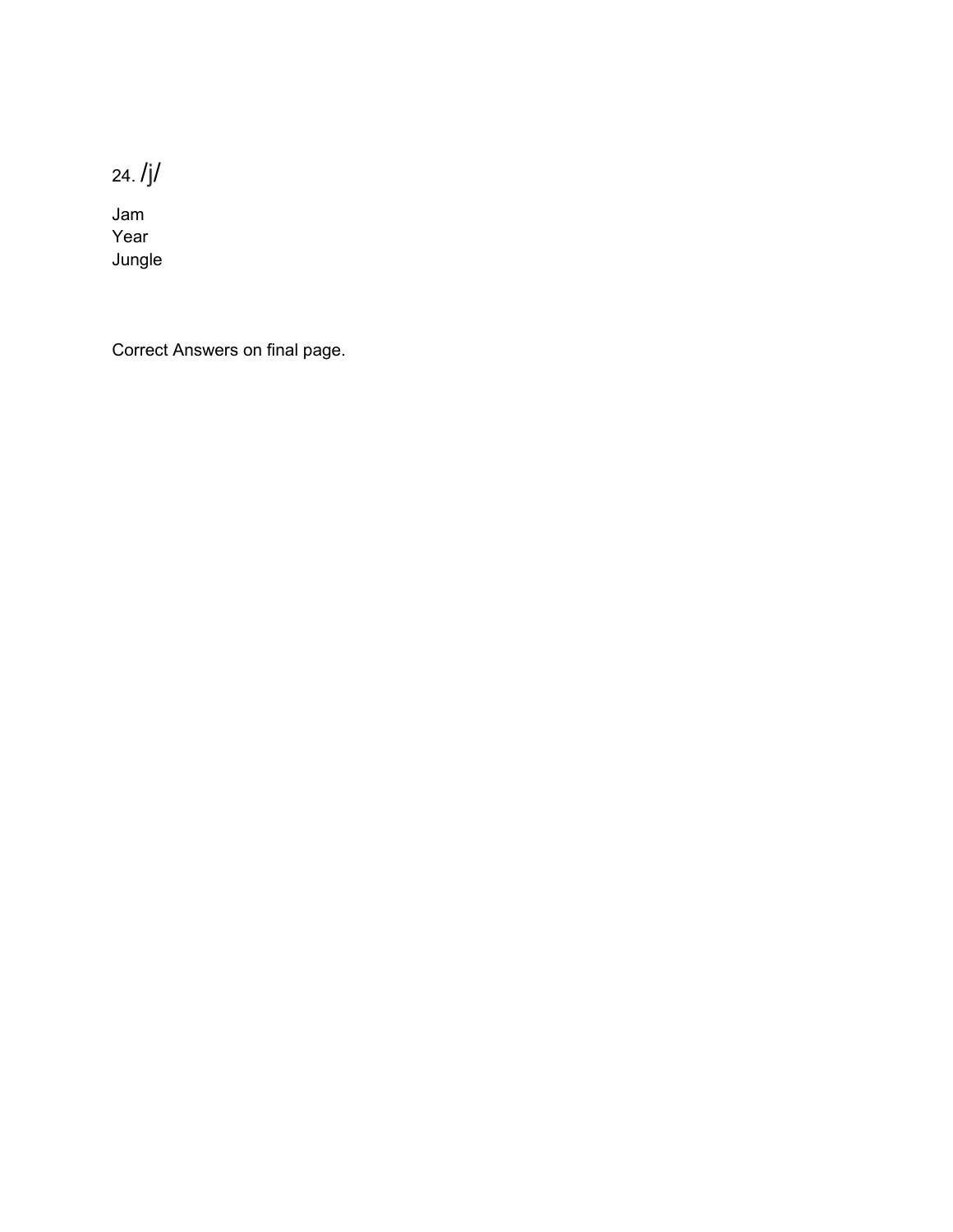24. /j/

Jam
Year
Jungle

Correct Answers on final page.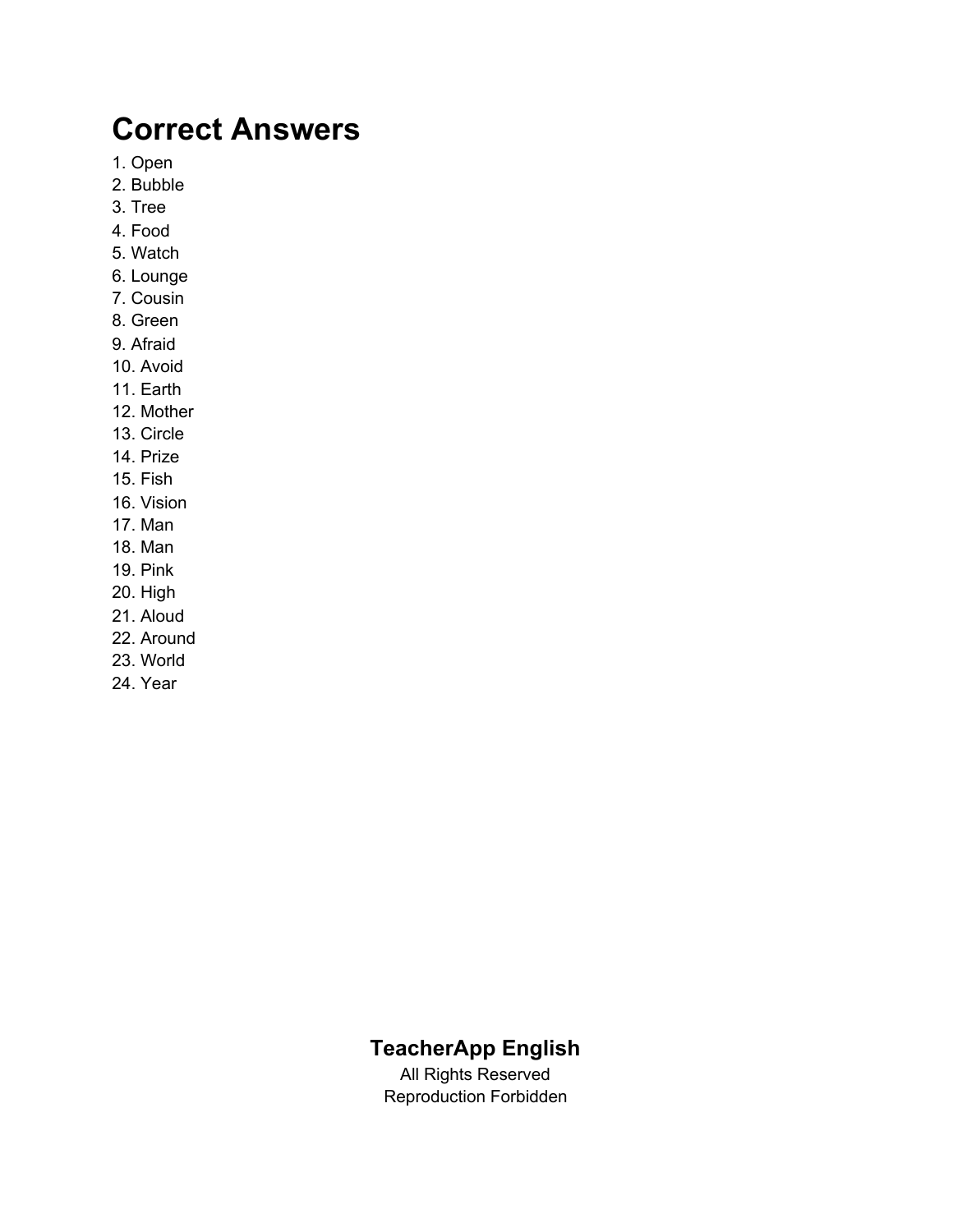# Correct Answers

1. Open
2. Bubble
3. Tree
4. Food
5. Watch
6. Lounge
7. Cousin
8. Green
9. Afraid
10. Avoid
11. Earth
12. Mother
13. Circle
14. Prize
15. Fish
16. Vision
17. Man
18. Man
19. Pink
20. High
21. Aloud
22. Around
23. World
24. Year

**TeacherApp English**

All Rights Reserved

Reproduction Forbidden